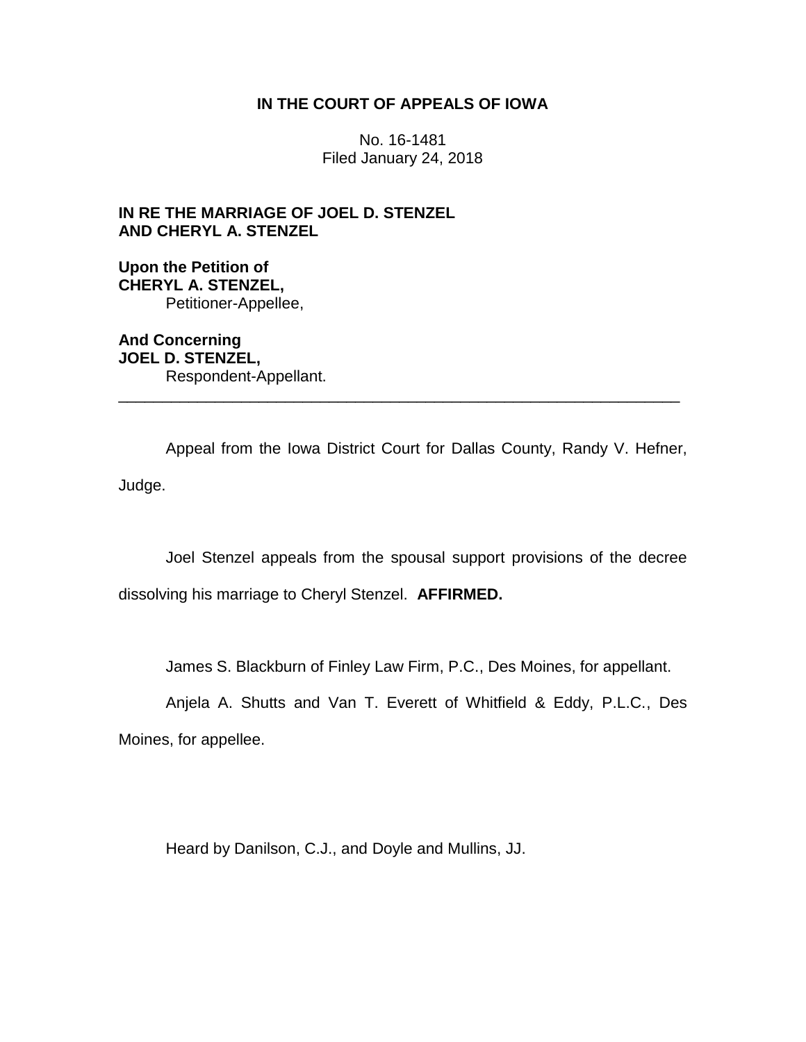**IN THE COURT OF APPEALS OF IOWA**

No. 16-1481
Filed January 24, 2018

**IN RE THE MARRIAGE OF JOEL D. STENZEL AND CHERYL A. STENZEL**

**Upon the Petition of**
**CHERYL A. STENZEL,**
Petitioner-Appellee,

**And Concerning**
**JOEL D. STENZEL,**
Respondent-Appellant.

---

Appeal from the Iowa District Court for Dallas County, Randy V. Hefner, Judge.

Joel Stenzel appeals from the spousal support provisions of the decree dissolving his marriage to Cheryl Stenzel. **AFFIRMED.**

James S. Blackburn of Finley Law Firm, P.C., Des Moines, for appellant.

Anjela A. Shutts and Van T. Everett of Whitfield & Eddy, P.L.C., Des Moines, for appellee.

Heard by Danilson, C.J., and Doyle and Mullins, JJ.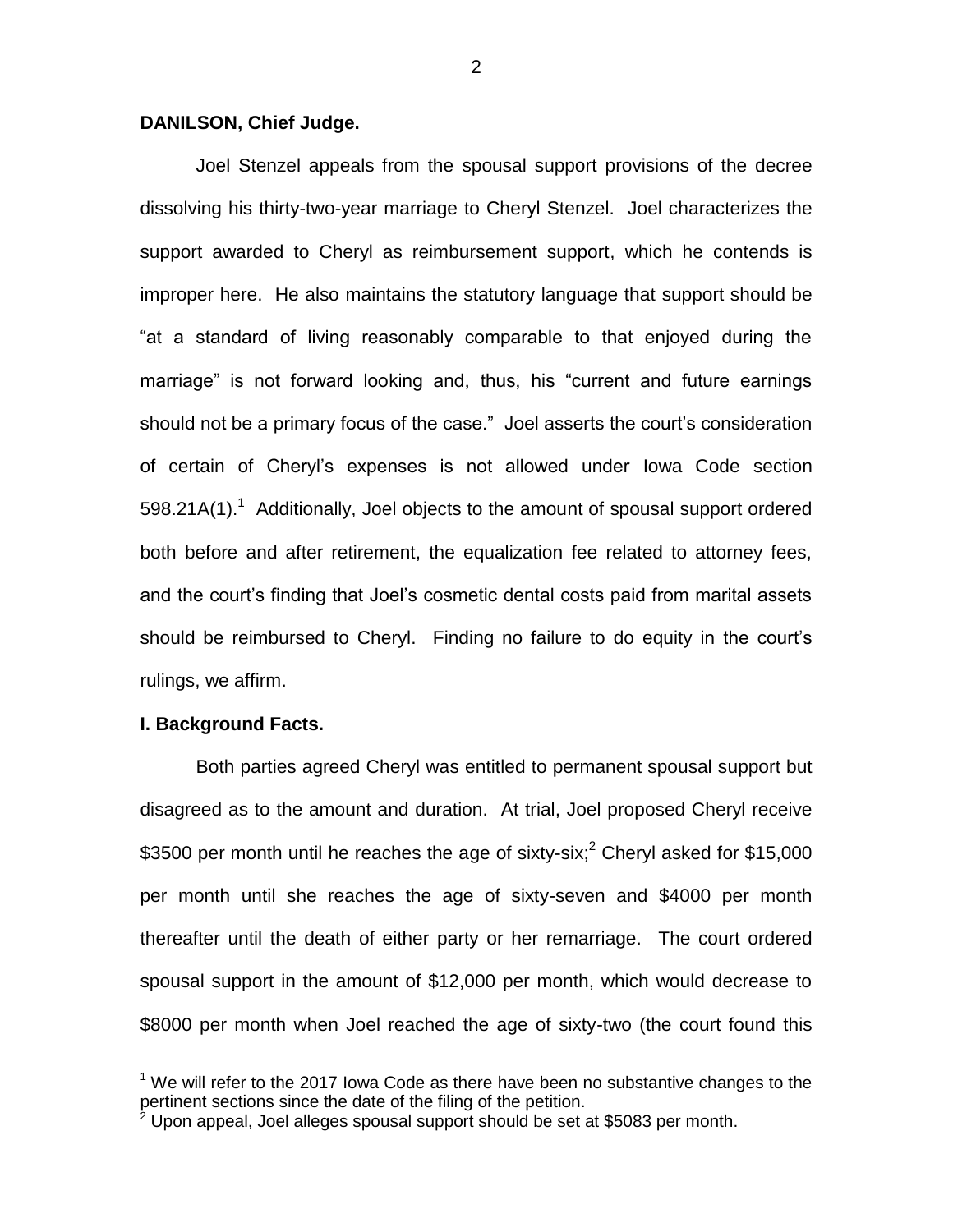**DANILSON, Chief Judge.**

Joel Stenzel appeals from the spousal support provisions of the decree dissolving his thirty-two-year marriage to Cheryl Stenzel. Joel characterizes the support awarded to Cheryl as reimbursement support, which he contends is improper here. He also maintains the statutory language that support should be "at a standard of living reasonably comparable to that enjoyed during the marriage" is not forward looking and, thus, his "current and future earnings should not be a primary focus of the case." Joel asserts the court's consideration of certain of Cheryl's expenses is not allowed under Iowa Code section 598.21A(1).[1] Additionally, Joel objects to the amount of spousal support ordered both before and after retirement, the equalization fee related to attorney fees, and the court's finding that Joel's cosmetic dental costs paid from marital assets should be reimbursed to Cheryl. Finding no failure to do equity in the court's rulings, we affirm.

**I. Background Facts.**

Both parties agreed Cheryl was entitled to permanent spousal support but disagreed as to the amount and duration. At trial, Joel proposed Cheryl receive $3500 per month until he reaches the age of sixty-six;[2] Cheryl asked for $15,000 per month until she reaches the age of sixty-seven and $4000 per month thereafter until the death of either party or her remarriage. The court ordered spousal support in the amount of $12,000 per month, which would decrease to $8000 per month when Joel reached the age of sixty-two (the court found this

[1] We will refer to the 2017 Iowa Code as there have been no substantive changes to the pertinent sections since the date of the filing of the petition.

[2] Upon appeal, Joel alleges spousal support should be set at $5083 per month.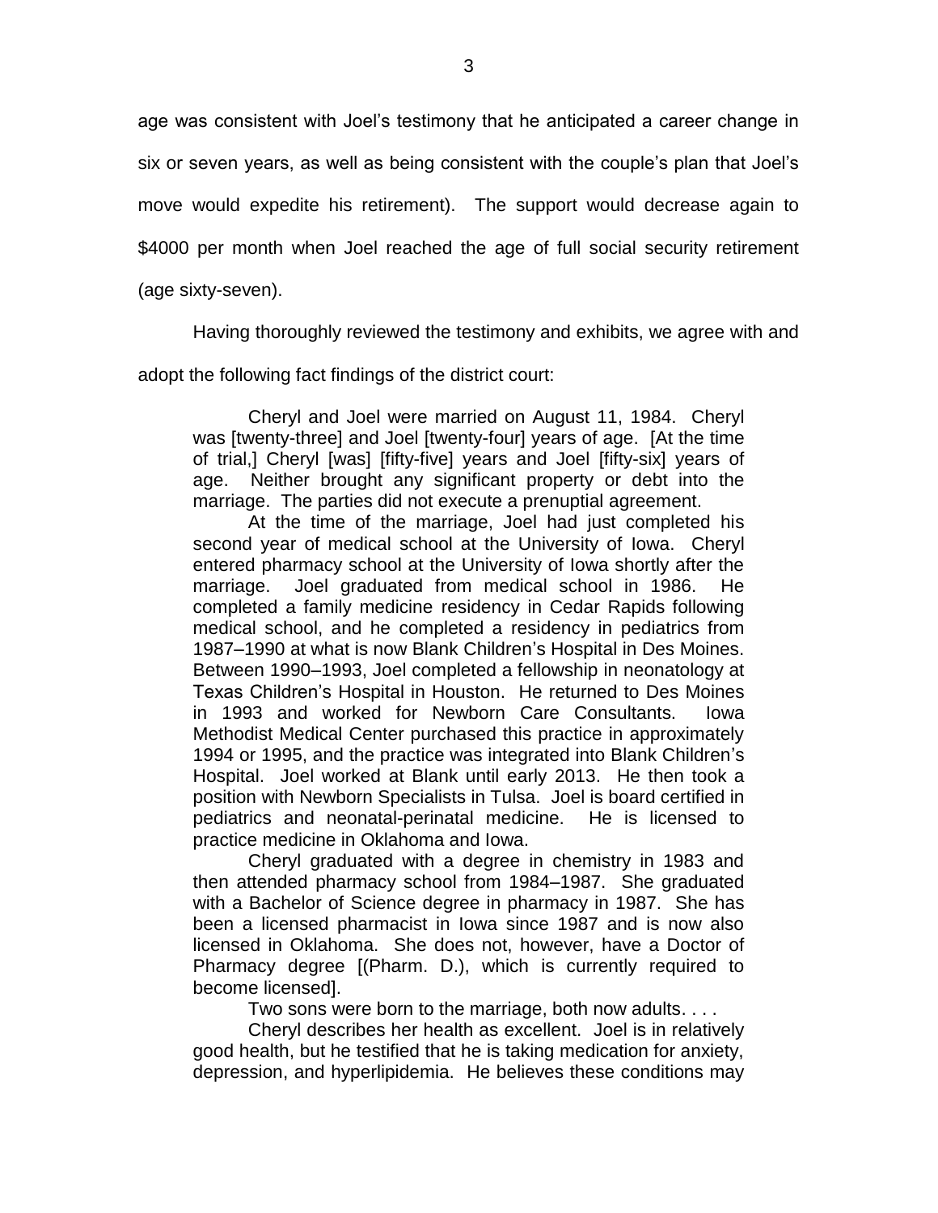age was consistent with Joel's testimony that he anticipated a career change in six or seven years, as well as being consistent with the couple's plan that Joel's move would expedite his retirement). The support would decrease again to $4000 per month when Joel reached the age of full social security retirement (age sixty-seven).

Having thoroughly reviewed the testimony and exhibits, we agree with and adopt the following fact findings of the district court:

> Cheryl and Joel were married on August 11, 1984. Cheryl was [twenty-three] and Joel [twenty-four] years of age. [At the time of trial,] Cheryl [was] [fifty-five] years and Joel [fifty-six] years of age. Neither brought any significant property or debt into the marriage. The parties did not execute a prenuptial agreement.
>
> At the time of the marriage, Joel had just completed his second year of medical school at the University of Iowa. Cheryl entered pharmacy school at the University of Iowa shortly after the marriage. Joel graduated from medical school in 1986. He completed a family medicine residency in Cedar Rapids following medical school, and he completed a residency in pediatrics from 1987–1990 at what is now Blank Children's Hospital in Des Moines. Between 1990–1993, Joel completed a fellowship in neonatology at Texas Children's Hospital in Houston. He returned to Des Moines in 1993 and worked for Newborn Care Consultants. Iowa Methodist Medical Center purchased this practice in approximately 1994 or 1995, and the practice was integrated into Blank Children's Hospital. Joel worked at Blank until early 2013. He then took a position with Newborn Specialists in Tulsa. Joel is board certified in pediatrics and neonatal-perinatal medicine. He is licensed to practice medicine in Oklahoma and Iowa.
>
> Cheryl graduated with a degree in chemistry in 1983 and then attended pharmacy school from 1984–1987. She graduated with a Bachelor of Science degree in pharmacy in 1987. She has been a licensed pharmacist in Iowa since 1987 and is now also licensed in Oklahoma. She does not, however, have a Doctor of Pharmacy degree [(Pharm. D.), which is currently required to become licensed].
>
> Two sons were born to the marriage, both now adults. . . .
>
> Cheryl describes her health as excellent. Joel is in relatively good health, but he testified that he is taking medication for anxiety, depression, and hyperlipidemia. He believes these conditions may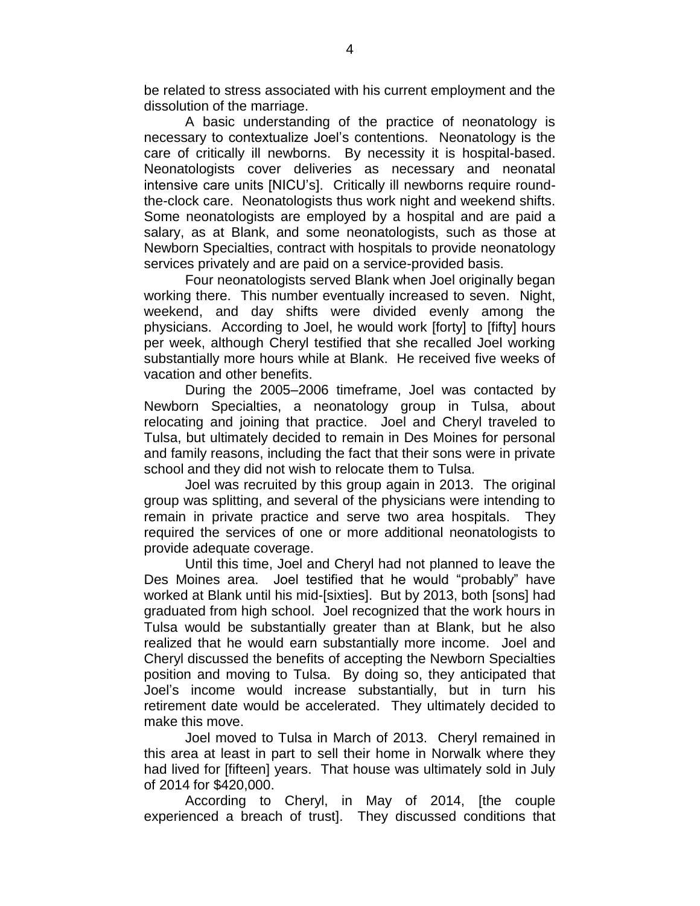be related to stress associated with his current employment and the dissolution of the marriage.

A basic understanding of the practice of neonatology is necessary to contextualize Joel's contentions. Neonatology is the care of critically ill newborns. By necessity it is hospital-based. Neonatologists cover deliveries as necessary and neonatal intensive care units [NICU's]. Critically ill newborns require round-the-clock care. Neonatologists thus work night and weekend shifts. Some neonatologists are employed by a hospital and are paid a salary, as at Blank, and some neonatologists, such as those at Newborn Specialties, contract with hospitals to provide neonatology services privately and are paid on a service-provided basis.

Four neonatologists served Blank when Joel originally began working there. This number eventually increased to seven. Night, weekend, and day shifts were divided evenly among the physicians. According to Joel, he would work [forty] to [fifty] hours per week, although Cheryl testified that she recalled Joel working substantially more hours while at Blank. He received five weeks of vacation and other benefits.

During the 2005–2006 timeframe, Joel was contacted by Newborn Specialties, a neonatology group in Tulsa, about relocating and joining that practice. Joel and Cheryl traveled to Tulsa, but ultimately decided to remain in Des Moines for personal and family reasons, including the fact that their sons were in private school and they did not wish to relocate them to Tulsa.

Joel was recruited by this group again in 2013. The original group was splitting, and several of the physicians were intending to remain in private practice and serve two area hospitals. They required the services of one or more additional neonatologists to provide adequate coverage.

Until this time, Joel and Cheryl had not planned to leave the Des Moines area. Joel testified that he would "probably" have worked at Blank until his mid-[sixties]. But by 2013, both [sons] had graduated from high school. Joel recognized that the work hours in Tulsa would be substantially greater than at Blank, but he also realized that he would earn substantially more income. Joel and Cheryl discussed the benefits of accepting the Newborn Specialties position and moving to Tulsa. By doing so, they anticipated that Joel's income would increase substantially, but in turn his retirement date would be accelerated. They ultimately decided to make this move.

Joel moved to Tulsa in March of 2013. Cheryl remained in this area at least in part to sell their home in Norwalk where they had lived for [fifteen] years. That house was ultimately sold in July of 2014 for $420,000.

According to Cheryl, in May of 2014, [the couple experienced a breach of trust]. They discussed conditions that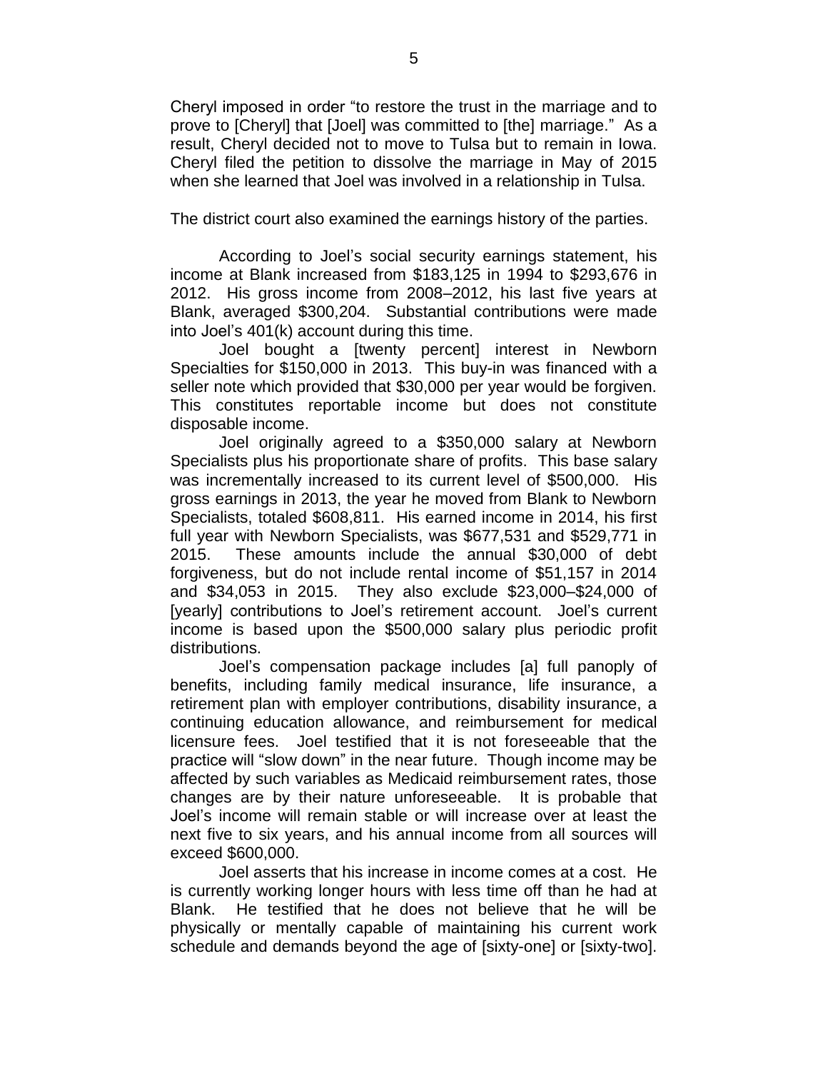Cheryl imposed in order “to restore the trust in the marriage and to prove to [Cheryl] that [Joel] was committed to [the] marriage.” As a result, Cheryl decided not to move to Tulsa but to remain in Iowa. Cheryl filed the petition to dissolve the marriage in May of 2015 when she learned that Joel was involved in a relationship in Tulsa.

The district court also examined the earnings history of the parties.

> According to Joel’s social security earnings statement, his income at Blank increased from $183,125 in 1994 to $293,676 in 2012. His gross income from 2008–2012, his last five years at Blank, averaged $300,204. Substantial contributions were made into Joel’s 401(k) account during this time.
>
> Joel bought a [twenty percent] interest in Newborn Specialties for $150,000 in 2013. This buy-in was financed with a seller note which provided that $30,000 per year would be forgiven. This constitutes reportable income but does not constitute disposable income.
>
> Joel originally agreed to a $350,000 salary at Newborn Specialists plus his proportionate share of profits. This base salary was incrementally increased to its current level of $500,000. His gross earnings in 2013, the year he moved from Blank to Newborn Specialists, totaled $608,811. His earned income in 2014, his first full year with Newborn Specialists, was $677,531 and $529,771 in 2015. These amounts include the annual $30,000 of debt forgiveness, but do not include rental income of $51,157 in 2014 and $34,053 in 2015. They also exclude $23,000–$24,000 of [yearly] contributions to Joel’s retirement account. Joel’s current income is based upon the $500,000 salary plus periodic profit distributions.
>
> Joel’s compensation package includes [a] full panoply of benefits, including family medical insurance, life insurance, a retirement plan with employer contributions, disability insurance, a continuing education allowance, and reimbursement for medical licensure fees. Joel testified that it is not foreseeable that the practice will “slow down” in the near future. Though income may be affected by such variables as Medicaid reimbursement rates, those changes are by their nature unforeseeable. It is probable that Joel’s income will remain stable or will increase over at least the next five to six years, and his annual income from all sources will exceed $600,000.
>
> Joel asserts that his increase in income comes at a cost. He is currently working longer hours with less time off than he had at Blank. He testified that he does not believe that he will be physically or mentally capable of maintaining his current work schedule and demands beyond the age of [sixty-one] or [sixty-two].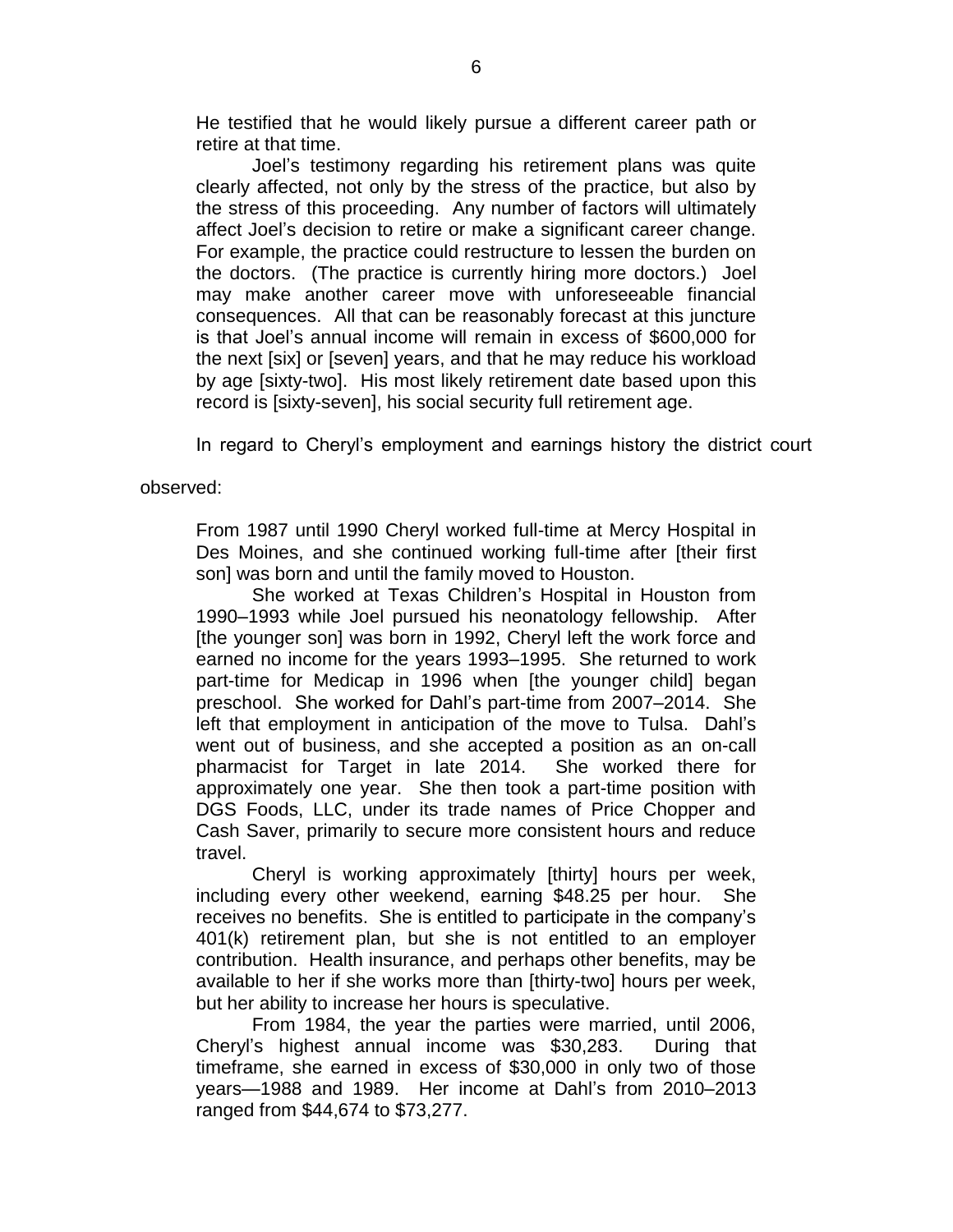He testified that he would likely pursue a different career path or retire at that time.

Joel's testimony regarding his retirement plans was quite clearly affected, not only by the stress of the practice, but also by the stress of this proceeding. Any number of factors will ultimately affect Joel's decision to retire or make a significant career change. For example, the practice could restructure to lessen the burden on the doctors. (The practice is currently hiring more doctors.) Joel may make another career move with unforeseeable financial consequences. All that can be reasonably forecast at this juncture is that Joel's annual income will remain in excess of $600,000 for the next [six] or [seven] years, and that he may reduce his workload by age [sixty-two]. His most likely retirement date based upon this record is [sixty-seven], his social security full retirement age.

In regard to Cheryl's employment and earnings history the district court observed:

> From 1987 until 1990 Cheryl worked full-time at Mercy Hospital in Des Moines, and she continued working full-time after [their first son] was born and until the family moved to Houston.
>
> She worked at Texas Children's Hospital in Houston from 1990–1993 while Joel pursued his neonatology fellowship. After [the younger son] was born in 1992, Cheryl left the work force and earned no income for the years 1993–1995. She returned to work part-time for Medicap in 1996 when [the younger child] began preschool. She worked for Dahl's part-time from 2007–2014. She left that employment in anticipation of the move to Tulsa. Dahl's went out of business, and she accepted a position as an on-call pharmacist for Target in late 2014. She worked there for approximately one year. She then took a part-time position with DGS Foods, LLC, under its trade names of Price Chopper and Cash Saver, primarily to secure more consistent hours and reduce travel.
>
> Cheryl is working approximately [thirty] hours per week, including every other weekend, earning $48.25 per hour. She receives no benefits. She is entitled to participate in the company's 401(k) retirement plan, but she is not entitled to an employer contribution. Health insurance, and perhaps other benefits, may be available to her if she works more than [thirty-two] hours per week, but her ability to increase her hours is speculative.
>
> From 1984, the year the parties were married, until 2006, Cheryl's highest annual income was $30,283. During that timeframe, she earned in excess of $30,000 in only two of those years—1988 and 1989. Her income at Dahl's from 2010–2013 ranged from $44,674 to $73,277.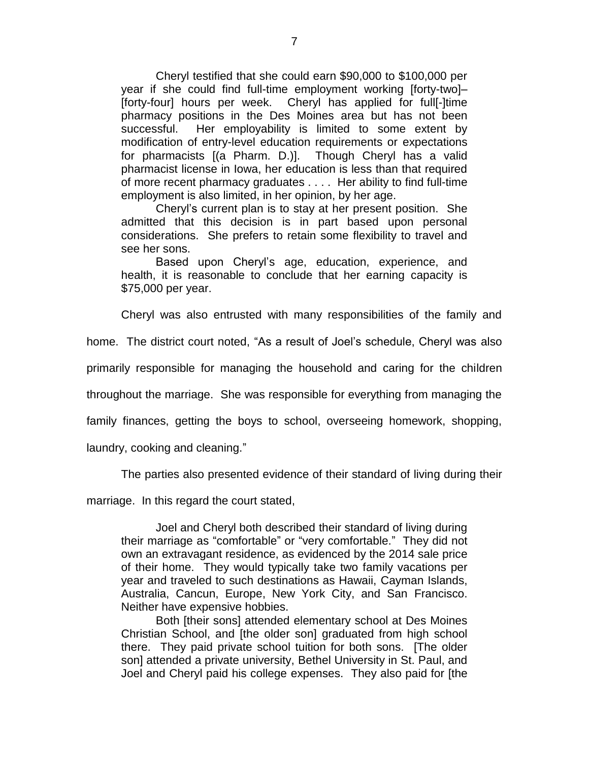> Cheryl testified that she could earn $90,000 to $100,000 per year if she could find full-time employment working [forty-two]–[forty-four] hours per week. Cheryl has applied for full[-]time pharmacy positions in the Des Moines area but has not been successful. Her employability is limited to some extent by modification of entry-level education requirements or expectations for pharmacists [(a Pharm. D.)]. Though Cheryl has a valid pharmacist license in Iowa, her education is less than that required of more recent pharmacy graduates . . . . Her ability to find full-time employment is also limited, in her opinion, by her age.
>
> Cheryl's current plan is to stay at her present position. She admitted that this decision is in part based upon personal considerations. She prefers to retain some flexibility to travel and see her sons.
>
> Based upon Cheryl's age, education, experience, and health, it is reasonable to conclude that her earning capacity is $75,000 per year.

Cheryl was also entrusted with many responsibilities of the family and home. The district court noted, "As a result of Joel's schedule, Cheryl was also primarily responsible for managing the household and caring for the children throughout the marriage. She was responsible for everything from managing the family finances, getting the boys to school, overseeing homework, shopping, laundry, cooking and cleaning."

The parties also presented evidence of their standard of living during their marriage. In this regard the court stated,

> Joel and Cheryl both described their standard of living during their marriage as "comfortable" or "very comfortable." They did not own an extravagant residence, as evidenced by the 2014 sale price of their home. They would typically take two family vacations per year and traveled to such destinations as Hawaii, Cayman Islands, Australia, Cancun, Europe, New York City, and San Francisco. Neither have expensive hobbies.
>
> Both [their sons] attended elementary school at Des Moines Christian School, and [the older son] graduated from high school there. They paid private school tuition for both sons. [The older son] attended a private university, Bethel University in St. Paul, and Joel and Cheryl paid his college expenses. They also paid for [the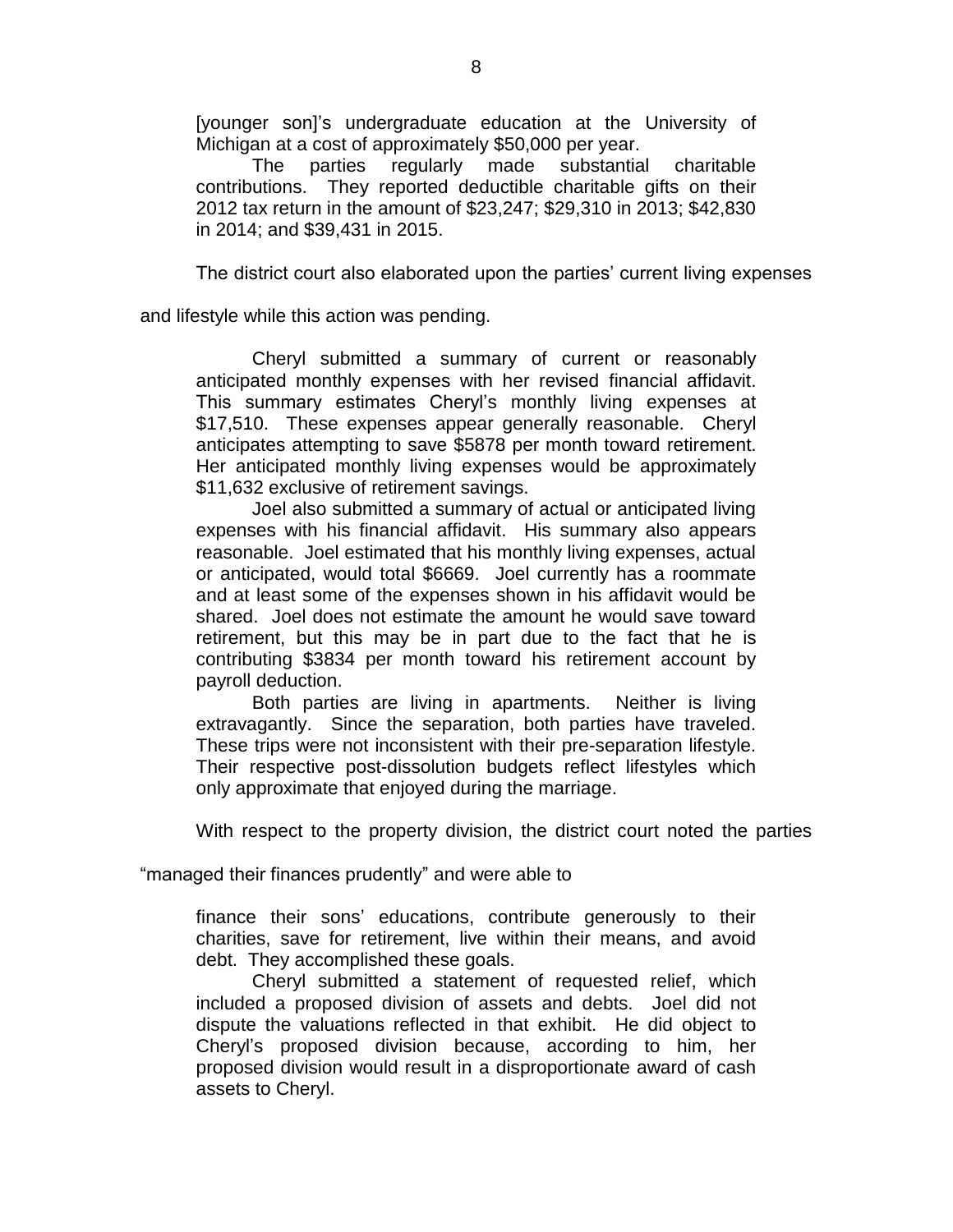[younger son]'s undergraduate education at the University of Michigan at a cost of approximately $50,000 per year.

> The parties regularly made substantial charitable contributions. They reported deductible charitable gifts on their 2012 tax return in the amount of $23,247; $29,310 in 2013; $42,830 in 2014; and $39,431 in 2015.

The district court also elaborated upon the parties' current living expenses and lifestyle while this action was pending.

> Cheryl submitted a summary of current or reasonably anticipated monthly expenses with her revised financial affidavit. This summary estimates Cheryl's monthly living expenses at $17,510. These expenses appear generally reasonable. Cheryl anticipates attempting to save $5878 per month toward retirement. Her anticipated monthly living expenses would be approximately $11,632 exclusive of retirement savings.
>
> Joel also submitted a summary of actual or anticipated living expenses with his financial affidavit. His summary also appears reasonable. Joel estimated that his monthly living expenses, actual or anticipated, would total $6669. Joel currently has a roommate and at least some of the expenses shown in his affidavit would be shared. Joel does not estimate the amount he would save toward retirement, but this may be in part due to the fact that he is contributing $3834 per month toward his retirement account by payroll deduction.
>
> Both parties are living in apartments. Neither is living extravagantly. Since the separation, both parties have traveled. These trips were not inconsistent with their pre-separation lifestyle. Their respective post-dissolution budgets reflect lifestyles which only approximate that enjoyed during the marriage.

With respect to the property division, the district court noted the parties "managed their finances prudently" and were able to

> finance their sons' educations, contribute generously to their charities, save for retirement, live within their means, and avoid debt. They accomplished these goals.
>
> Cheryl submitted a statement of requested relief, which included a proposed division of assets and debts. Joel did not dispute the valuations reflected in that exhibit. He did object to Cheryl's proposed division because, according to him, her proposed division would result in a disproportionate award of cash assets to Cheryl.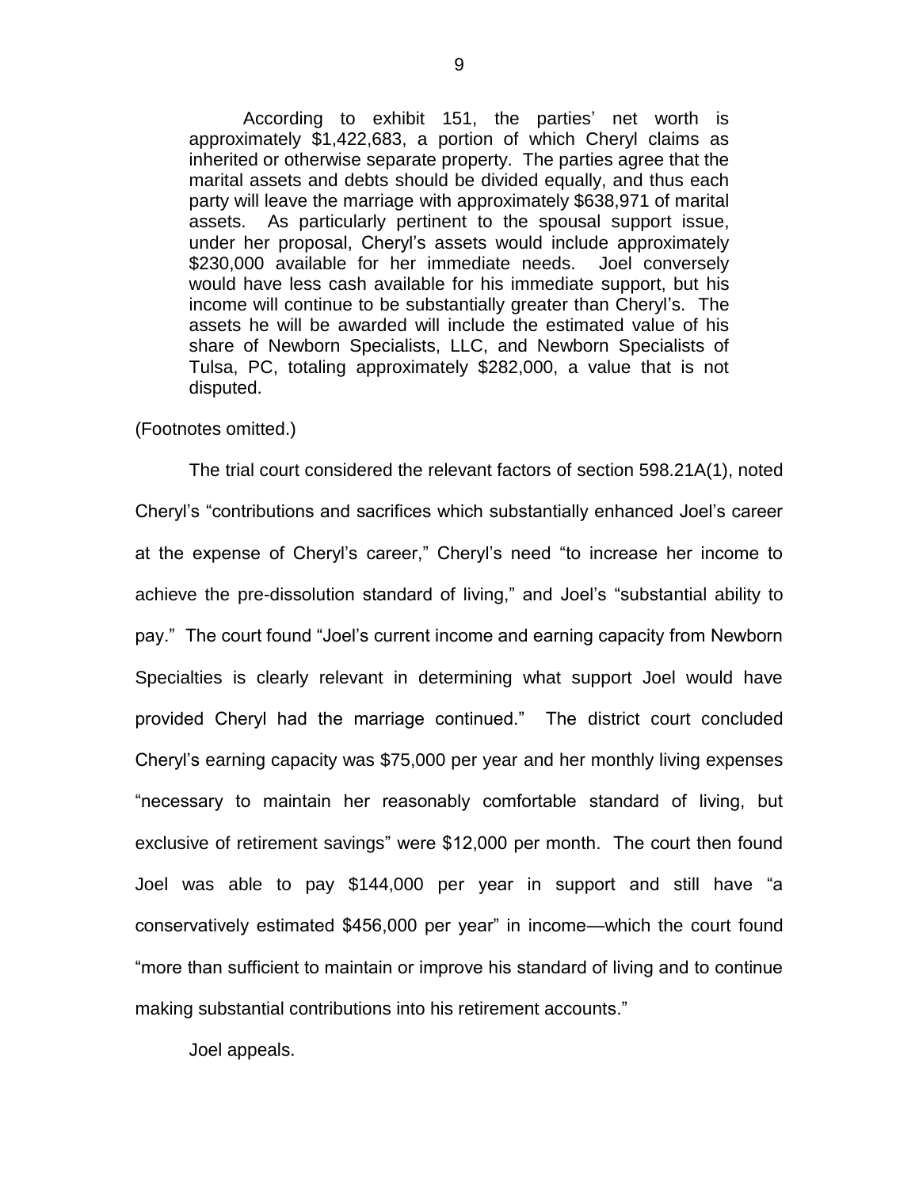> According to exhibit 151, the parties' net worth is approximately $1,422,683, a portion of which Cheryl claims as inherited or otherwise separate property. The parties agree that the marital assets and debts should be divided equally, and thus each party will leave the marriage with approximately $638,971 of marital assets. As particularly pertinent to the spousal support issue, under her proposal, Cheryl's assets would include approximately $230,000 available for her immediate needs. Joel conversely would have less cash available for his immediate support, but his income will continue to be substantially greater than Cheryl's. The assets he will be awarded will include the estimated value of his share of Newborn Specialists, LLC, and Newborn Specialists of Tulsa, PC, totaling approximately $282,000, a value that is not disputed.

(Footnotes omitted.)

The trial court considered the relevant factors of section 598.21A(1), noted Cheryl's "contributions and sacrifices which substantially enhanced Joel's career at the expense of Cheryl's career," Cheryl's need "to increase her income to achieve the pre-dissolution standard of living," and Joel's "substantial ability to pay." The court found "Joel's current income and earning capacity from Newborn Specialties is clearly relevant in determining what support Joel would have provided Cheryl had the marriage continued." The district court concluded Cheryl's earning capacity was $75,000 per year and her monthly living expenses "necessary to maintain her reasonably comfortable standard of living, but exclusive of retirement savings" were $12,000 per month. The court then found Joel was able to pay $144,000 per year in support and still have "a conservatively estimated $456,000 per year" in income—which the court found "more than sufficient to maintain or improve his standard of living and to continue making substantial contributions into his retirement accounts."

Joel appeals.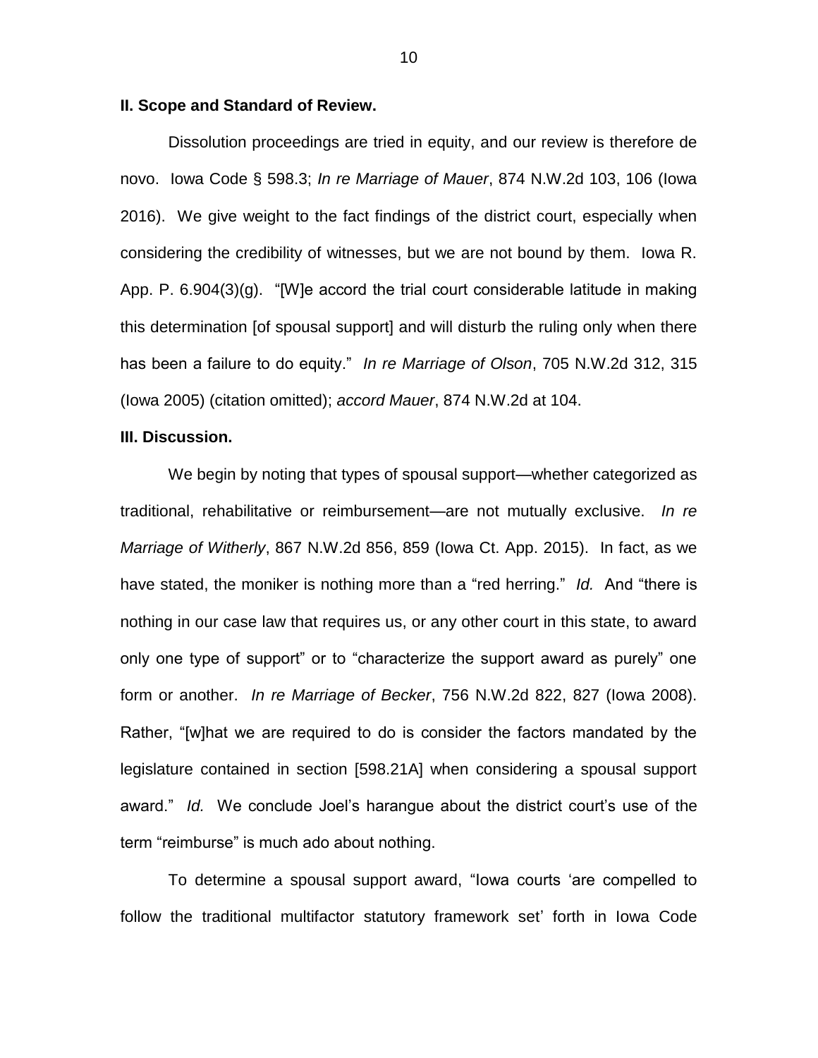**II. Scope and Standard of Review.**

Dissolution proceedings are tried in equity, and our review is therefore de novo. Iowa Code § 598.3; *In re Marriage of Mauer*, 874 N.W.2d 103, 106 (Iowa 2016). We give weight to the fact findings of the district court, especially when considering the credibility of witnesses, but we are not bound by them. Iowa R. App. P. 6.904(3)(g). "[W]e accord the trial court considerable latitude in making this determination [of spousal support] and will disturb the ruling only when there has been a failure to do equity." *In re Marriage of Olson*, 705 N.W.2d 312, 315 (Iowa 2005) (citation omitted); *accord Mauer*, 874 N.W.2d at 104.

**III. Discussion.**

We begin by noting that types of spousal support—whether categorized as traditional, rehabilitative or reimbursement—are not mutually exclusive. *In re Marriage of Witherly*, 867 N.W.2d 856, 859 (Iowa Ct. App. 2015). In fact, as we have stated, the moniker is nothing more than a "red herring." *Id.* And "there is nothing in our case law that requires us, or any other court in this state, to award only one type of support" or to "characterize the support award as purely" one form or another. *In re Marriage of Becker*, 756 N.W.2d 822, 827 (Iowa 2008). Rather, "[w]hat we are required to do is consider the factors mandated by the legislature contained in section [598.21A] when considering a spousal support award." *Id.* We conclude Joel's harangue about the district court's use of the term "reimburse" is much ado about nothing.

To determine a spousal support award, "Iowa courts 'are compelled to follow the traditional multifactor statutory framework set' forth in Iowa Code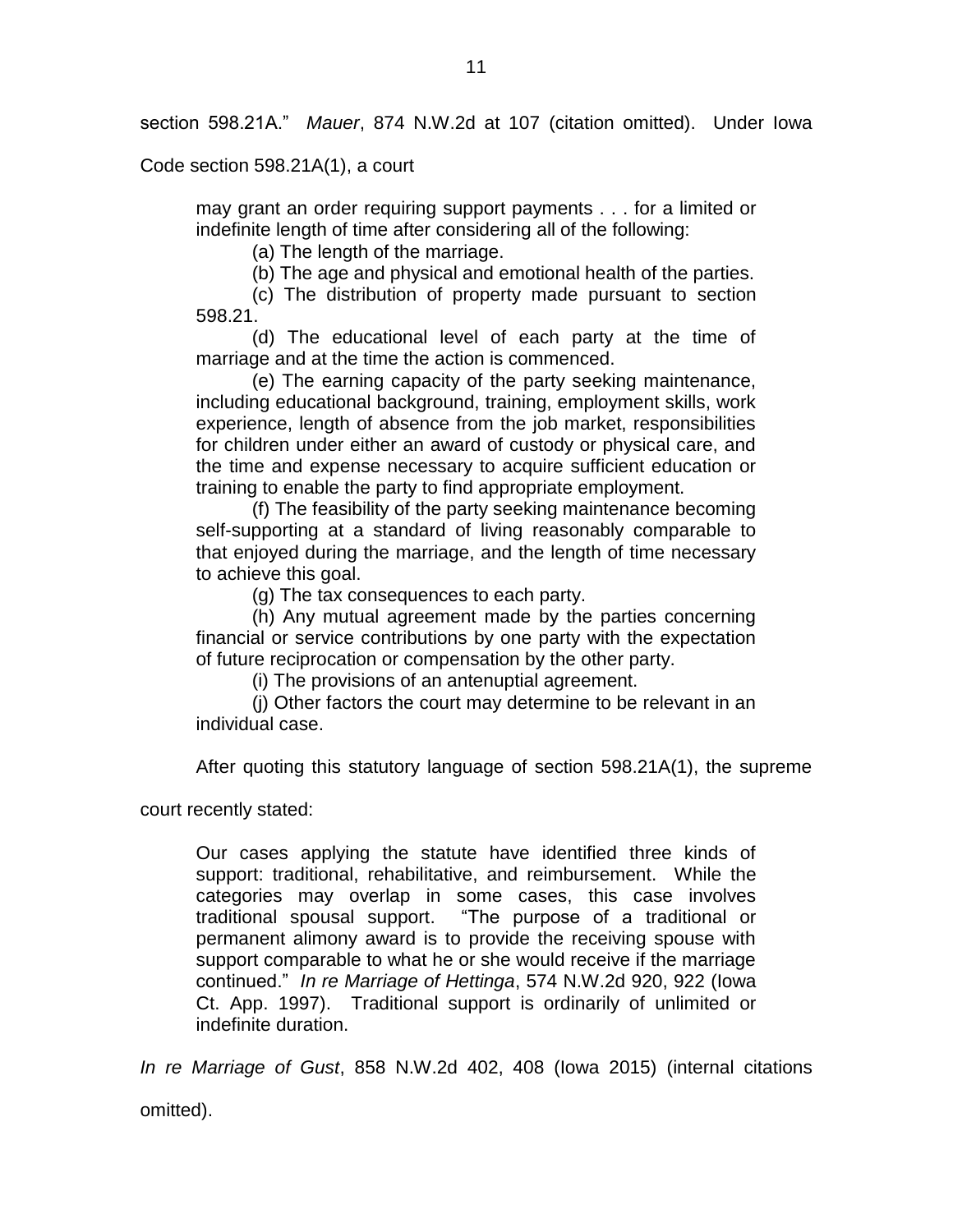section 598.21A." *Mauer*, 874 N.W.2d at 107 (citation omitted). Under Iowa Code section 598.21A(1), a court

> may grant an order requiring support payments . . . for a limited or indefinite length of time after considering all of the following:
>
> (a) The length of the marriage.
>
> (b) The age and physical and emotional health of the parties.
>
> (c) The distribution of property made pursuant to section 598.21.
>
> (d) The educational level of each party at the time of marriage and at the time the action is commenced.
>
> (e) The earning capacity of the party seeking maintenance, including educational background, training, employment skills, work experience, length of absence from the job market, responsibilities for children under either an award of custody or physical care, and the time and expense necessary to acquire sufficient education or training to enable the party to find appropriate employment.
>
> (f) The feasibility of the party seeking maintenance becoming self-supporting at a standard of living reasonably comparable to that enjoyed during the marriage, and the length of time necessary to achieve this goal.
>
> (g) The tax consequences to each party.
>
> (h) Any mutual agreement made by the parties concerning financial or service contributions by one party with the expectation of future reciprocation or compensation by the other party.
>
> (i) The provisions of an antenuptial agreement.
>
> (j) Other factors the court may determine to be relevant in an individual case.

After quoting this statutory language of section 598.21A(1), the supreme court recently stated:

> Our cases applying the statute have identified three kinds of support: traditional, rehabilitative, and reimbursement. While the categories may overlap in some cases, this case involves traditional spousal support. "The purpose of a traditional or permanent alimony award is to provide the receiving spouse with support comparable to what he or she would receive if the marriage continued." *In re Marriage of Hettinga*, 574 N.W.2d 920, 922 (Iowa Ct. App. 1997). Traditional support is ordinarily of unlimited or indefinite duration.

*In re Marriage of Gust*, 858 N.W.2d 402, 408 (Iowa 2015) (internal citations omitted).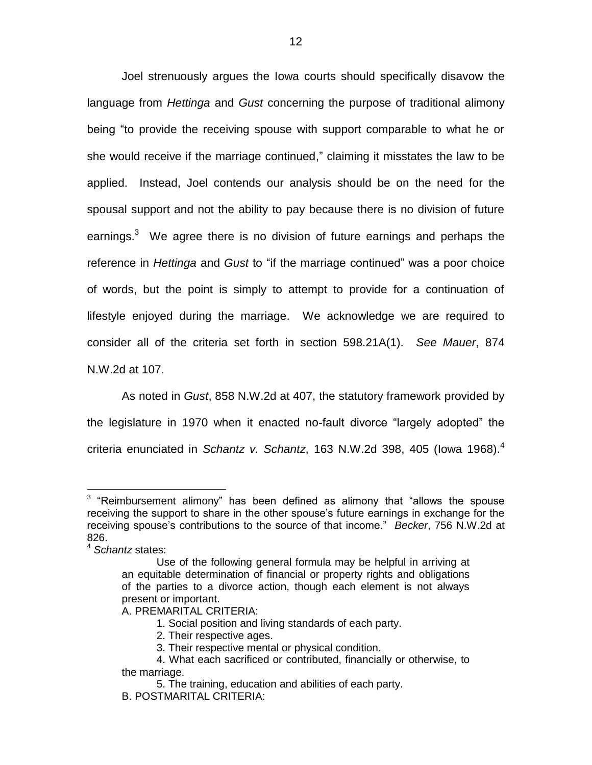Joel strenuously argues the Iowa courts should specifically disavow the language from *Hettinga* and *Gust* concerning the purpose of traditional alimony being "to provide the receiving spouse with support comparable to what he or she would receive if the marriage continued," claiming it misstates the law to be applied. Instead, Joel contends our analysis should be on the need for the spousal support and not the ability to pay because there is no division of future earnings.[3] We agree there is no division of future earnings and perhaps the reference in *Hettinga* and *Gust* to "if the marriage continued" was a poor choice of words, but the point is simply to attempt to provide for a continuation of lifestyle enjoyed during the marriage. We acknowledge we are required to consider all of the criteria set forth in section 598.21A(1). *See Mauer*, 874 N.W.2d at 107.

As noted in *Gust*, 858 N.W.2d at 407, the statutory framework provided by the legislature in 1970 when it enacted no-fault divorce "largely adopted" the criteria enunciated in *Schantz v. Schantz*, 163 N.W.2d 398, 405 (Iowa 1968).[4]

---

[3] "Reimbursement alimony" has been defined as alimony that "allows the spouse receiving the support to share in the other spouse's future earnings in exchange for the receiving spouse's contributions to the source of that income." *Becker*, 756 N.W.2d at 826.

[4] *Schantz* states:

> Use of the following general formula may be helpful in arriving at an equitable determination of financial or property rights and obligations of the parties to a divorce action, though each element is not always present or important.
>
> A. PREMARITAL CRITERIA:
>
> 1. Social position and living standards of each party.
> 2. Their respective ages.
> 3. Their respective mental or physical condition.
> 4. What each sacrificed or contributed, financially or otherwise, to the marriage.
> 5. The training, education and abilities of each party.
>
> B. POSTMARITAL CRITERIA: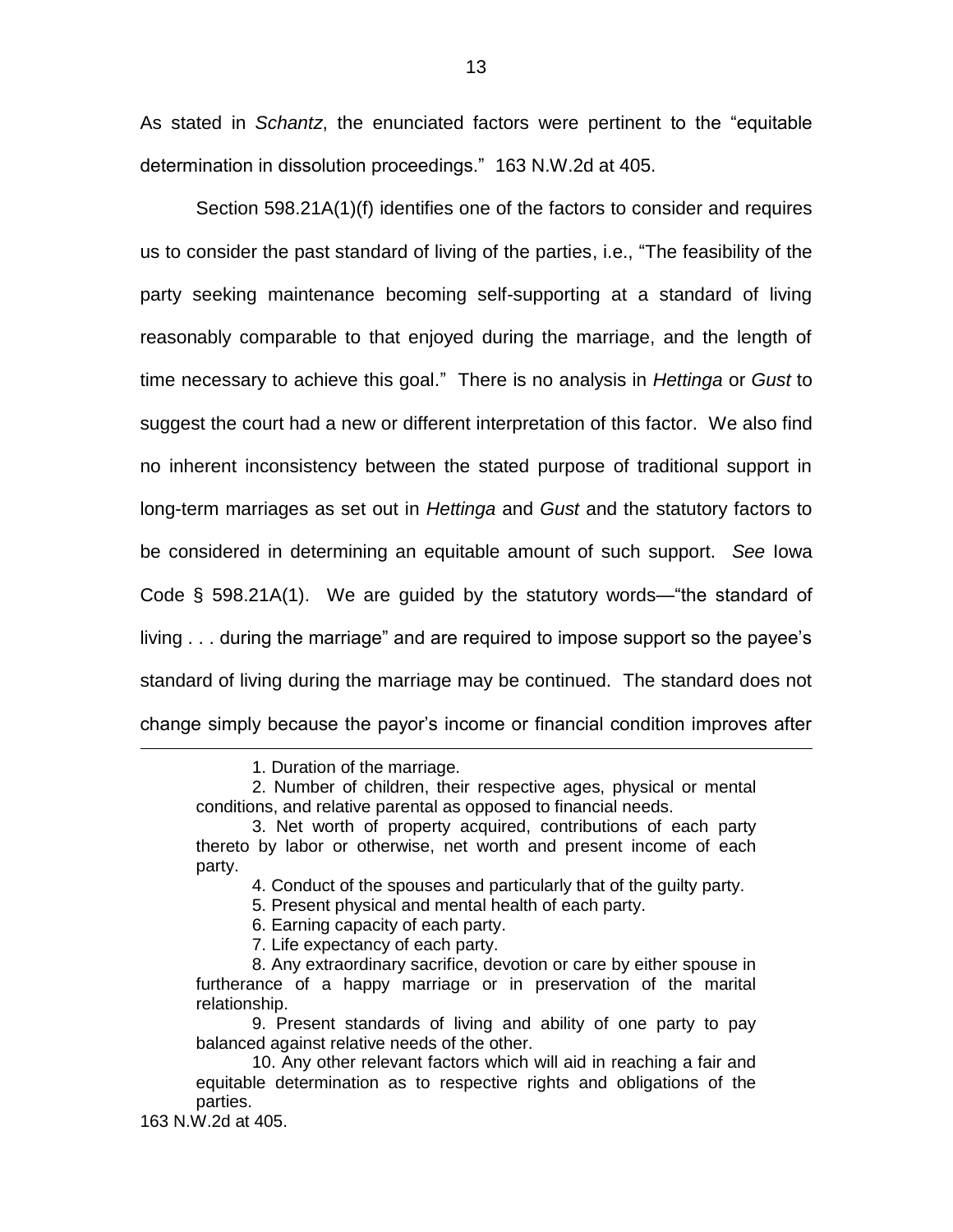As stated in *Schantz*, the enunciated factors were pertinent to the "equitable determination in dissolution proceedings." 163 N.W.2d at 405.

Section 598.21A(1)(f) identifies one of the factors to consider and requires us to consider the past standard of living of the parties, i.e., "The feasibility of the party seeking maintenance becoming self-supporting at a standard of living reasonably comparable to that enjoyed during the marriage, and the length of time necessary to achieve this goal." There is no analysis in *Hettinga* or *Gust* to suggest the court had a new or different interpretation of this factor. We also find no inherent inconsistency between the stated purpose of traditional support in long-term marriages as set out in *Hettinga* and *Gust* and the statutory factors to be considered in determining an equitable amount of such support. *See* Iowa Code § 598.21A(1). We are guided by the statutory words—"the standard of living . . . during the marriage" and are required to impose support so the payee's standard of living during the marriage may be continued. The standard does not change simply because the payor's income or financial condition improves after

---

1. Duration of the marriage.

2. Number of children, their respective ages, physical or mental conditions, and relative parental as opposed to financial needs.

3. Net worth of property acquired, contributions of each party thereto by labor or otherwise, net worth and present income of each party.

4. Conduct of the spouses and particularly that of the guilty party.

5. Present physical and mental health of each party.

6. Earning capacity of each party.

7. Life expectancy of each party.

8. Any extraordinary sacrifice, devotion or care by either spouse in furtherance of a happy marriage or in preservation of the marital relationship.

9. Present standards of living and ability of one party to pay balanced against relative needs of the other.

10. Any other relevant factors which will aid in reaching a fair and equitable determination as to respective rights and obligations of the parties.

163 N.W.2d at 405.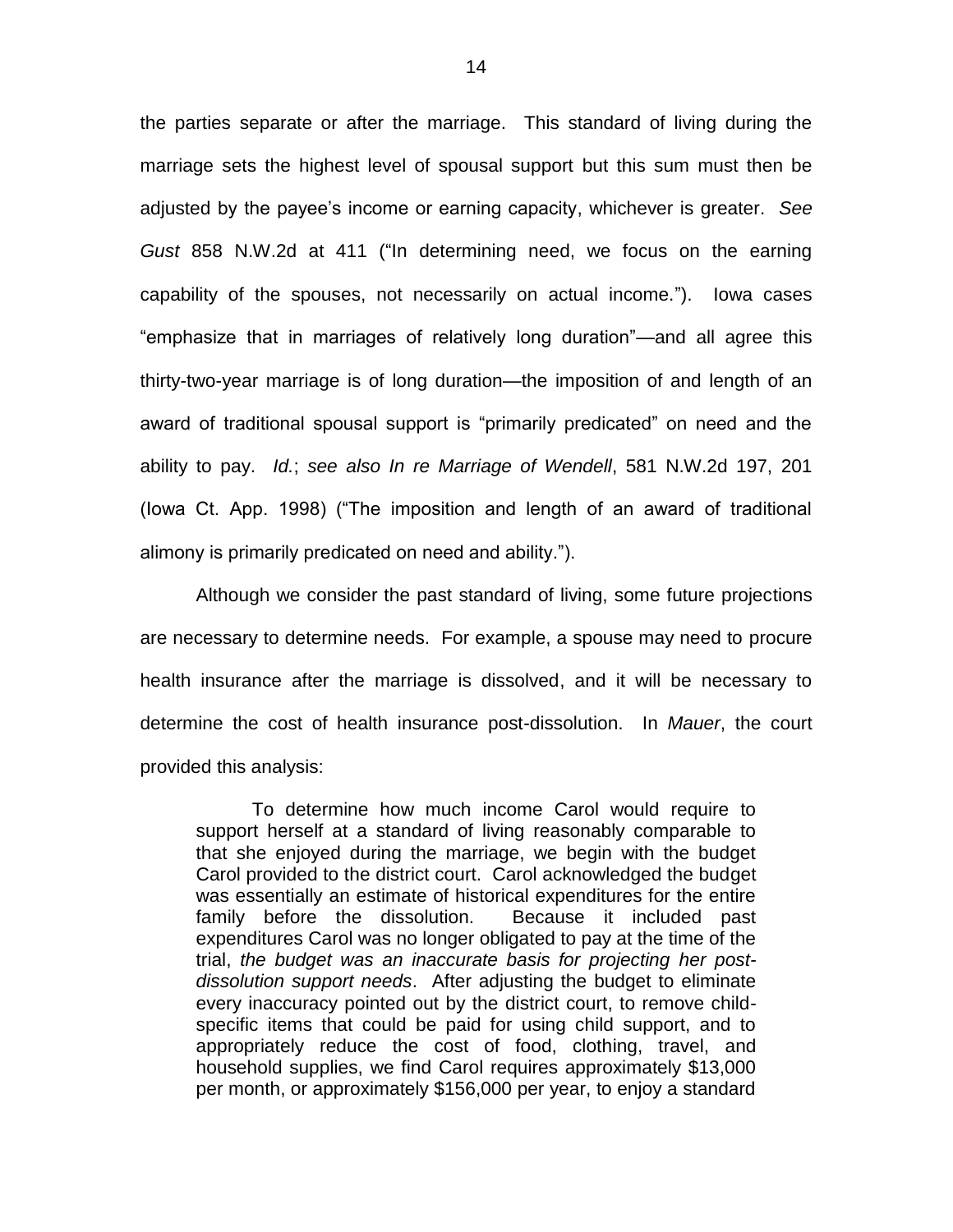the parties separate or after the marriage. This standard of living during the marriage sets the highest level of spousal support but this sum must then be adjusted by the payee's income or earning capacity, whichever is greater. *See Gust* 858 N.W.2d at 411 ("In determining need, we focus on the earning capability of the spouses, not necessarily on actual income."). Iowa cases "emphasize that in marriages of relatively long duration"—and all agree this thirty-two-year marriage is of long duration—the imposition of and length of an award of traditional spousal support is "primarily predicated" on need and the ability to pay. *Id.*; *see also In re Marriage of Wendell*, 581 N.W.2d 197, 201 (Iowa Ct. App. 1998) ("The imposition and length of an award of traditional alimony is primarily predicated on need and ability.").

Although we consider the past standard of living, some future projections are necessary to determine needs. For example, a spouse may need to procure health insurance after the marriage is dissolved, and it will be necessary to determine the cost of health insurance post-dissolution. In *Mauer*, the court provided this analysis:

> To determine how much income Carol would require to support herself at a standard of living reasonably comparable to that she enjoyed during the marriage, we begin with the budget Carol provided to the district court. Carol acknowledged the budget was essentially an estimate of historical expenditures for the entire family before the dissolution. Because it included past expenditures Carol was no longer obligated to pay at the time of the trial, *the budget was an inaccurate basis for projecting her post-dissolution support needs*. After adjusting the budget to eliminate every inaccuracy pointed out by the district court, to remove child-specific items that could be paid for using child support, and to appropriately reduce the cost of food, clothing, travel, and household supplies, we find Carol requires approximately \$13,000 per month, or approximately \$156,000 per year, to enjoy a standard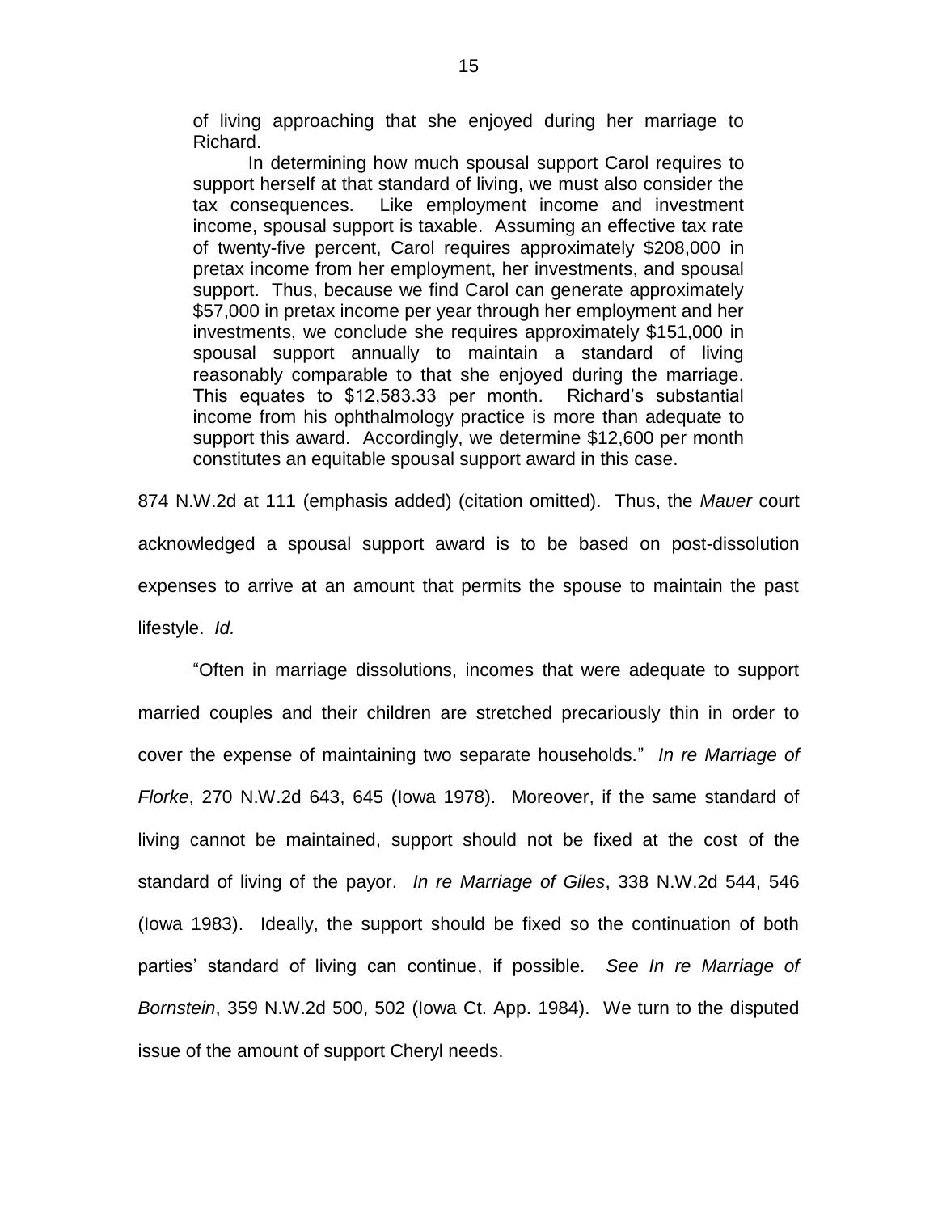> of living approaching that she enjoyed during her marriage to Richard.
>
> In determining how much spousal support Carol requires to support herself at that standard of living, we must also consider the tax consequences. Like employment income and investment income, spousal support is taxable. Assuming an effective tax rate of twenty-five percent, Carol requires approximately $208,000 in pretax income from her employment, her investments, and spousal support. Thus, because we find Carol can generate approximately $57,000 in pretax income per year through her employment and her investments, we conclude she requires approximately $151,000 in spousal support annually to maintain a standard of living reasonably comparable to that she enjoyed during the marriage. This equates to $12,583.33 per month. Richard's substantial income from his ophthalmology practice is more than adequate to support this award. Accordingly, we determine $12,600 per month constitutes an equitable spousal support award in this case.

874 N.W.2d at 111 (emphasis added) (citation omitted). Thus, the *Mauer* court acknowledged a spousal support award is to be based on post-dissolution expenses to arrive at an amount that permits the spouse to maintain the past lifestyle. *Id.*

"Often in marriage dissolutions, incomes that were adequate to support married couples and their children are stretched precariously thin in order to cover the expense of maintaining two separate households." *In re Marriage of Florke*, 270 N.W.2d 643, 645 (Iowa 1978). Moreover, if the same standard of living cannot be maintained, support should not be fixed at the cost of the standard of living of the payor. *In re Marriage of Giles*, 338 N.W.2d 544, 546 (Iowa 1983). Ideally, the support should be fixed so the continuation of both parties' standard of living can continue, if possible. *See In re Marriage of Bornstein*, 359 N.W.2d 500, 502 (Iowa Ct. App. 1984). We turn to the disputed issue of the amount of support Cheryl needs.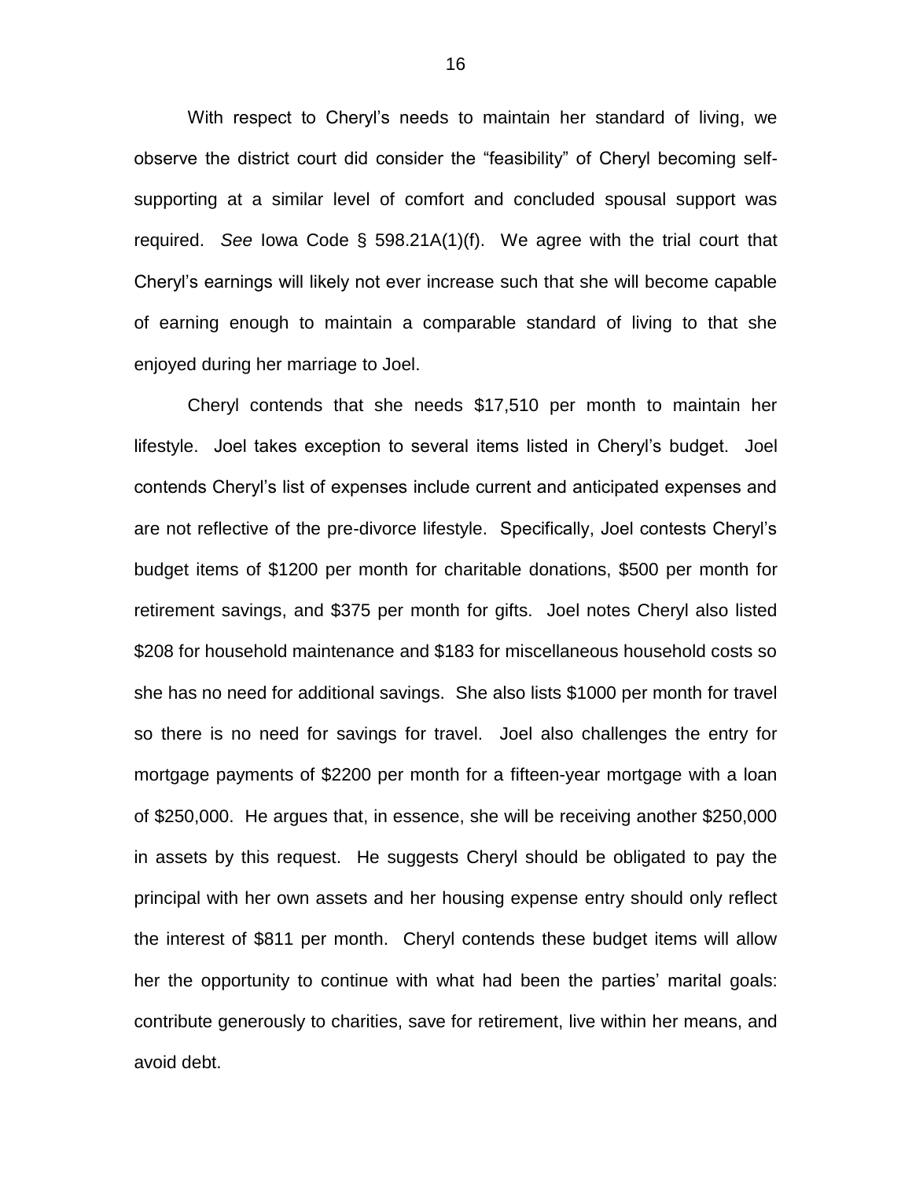With respect to Cheryl's needs to maintain her standard of living, we observe the district court did consider the "feasibility" of Cheryl becoming self-supporting at a similar level of comfort and concluded spousal support was required. *See* Iowa Code § 598.21A(1)(f). We agree with the trial court that Cheryl's earnings will likely not ever increase such that she will become capable of earning enough to maintain a comparable standard of living to that she enjoyed during her marriage to Joel.

Cheryl contends that she needs $17,510 per month to maintain her lifestyle. Joel takes exception to several items listed in Cheryl's budget. Joel contends Cheryl's list of expenses include current and anticipated expenses and are not reflective of the pre-divorce lifestyle. Specifically, Joel contests Cheryl's budget items of $1200 per month for charitable donations, $500 per month for retirement savings, and $375 per month for gifts. Joel notes Cheryl also listed $208 for household maintenance and $183 for miscellaneous household costs so she has no need for additional savings. She also lists $1000 per month for travel so there is no need for savings for travel. Joel also challenges the entry for mortgage payments of $2200 per month for a fifteen-year mortgage with a loan of $250,000. He argues that, in essence, she will be receiving another $250,000 in assets by this request. He suggests Cheryl should be obligated to pay the principal with her own assets and her housing expense entry should only reflect the interest of $811 per month. Cheryl contends these budget items will allow her the opportunity to continue with what had been the parties' marital goals: contribute generously to charities, save for retirement, live within her means, and avoid debt.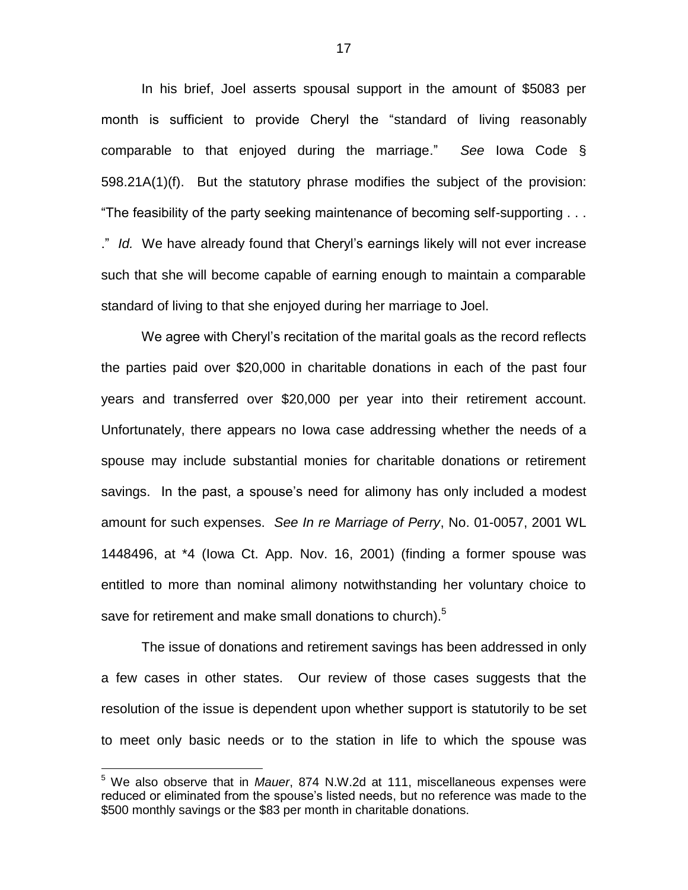In his brief, Joel asserts spousal support in the amount of $5083 per month is sufficient to provide Cheryl the "standard of living reasonably comparable to that enjoyed during the marriage." *See* Iowa Code § 598.21A(1)(f). But the statutory phrase modifies the subject of the provision: "The feasibility of the party seeking maintenance of becoming self-supporting . . . ." *Id.* We have already found that Cheryl's earnings likely will not ever increase such that she will become capable of earning enough to maintain a comparable standard of living to that she enjoyed during her marriage to Joel.

We agree with Cheryl's recitation of the marital goals as the record reflects the parties paid over $20,000 in charitable donations in each of the past four years and transferred over $20,000 per year into their retirement account. Unfortunately, there appears no Iowa case addressing whether the needs of a spouse may include substantial monies for charitable donations or retirement savings. In the past, a spouse's need for alimony has only included a modest amount for such expenses. *See In re Marriage of Perry*, No. 01-0057, 2001 WL 1448496, at *4 (Iowa Ct. App. Nov. 16, 2001) (finding a former spouse was entitled to more than nominal alimony notwithstanding her voluntary choice to save for retirement and make small donations to church).[5]

The issue of donations and retirement savings has been addressed in only a few cases in other states. Our review of those cases suggests that the resolution of the issue is dependent upon whether support is statutorily to be set to meet only basic needs or to the station in life to which the spouse was

[5] We also observe that in *Mauer*, 874 N.W.2d at 111, miscellaneous expenses were reduced or eliminated from the spouse's listed needs, but no reference was made to the $500 monthly savings or the $83 per month in charitable donations.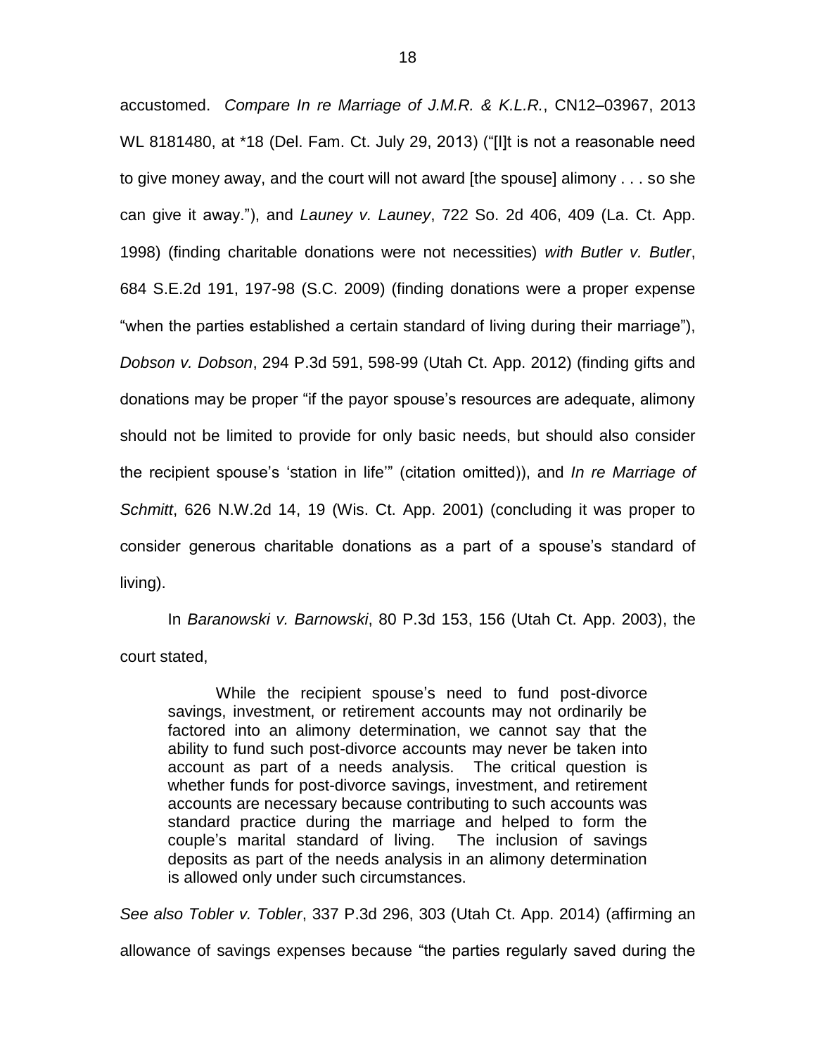accustomed. *Compare In re Marriage of J.M.R. & K.L.R.*, CN12–03967, 2013 WL 8181480, at *18 (Del. Fam. Ct. July 29, 2013) ("[I]t is not a reasonable need to give money away, and the court will not award [the spouse] alimony . . . so she can give it away."), and *Launey v. Launey*, 722 So. 2d 406, 409 (La. Ct. App. 1998) (finding charitable donations were not necessities) *with Butler v. Butler*, 684 S.E.2d 191, 197-98 (S.C. 2009) (finding donations were a proper expense "when the parties established a certain standard of living during their marriage"), *Dobson v. Dobson*, 294 P.3d 591, 598-99 (Utah Ct. App. 2012) (finding gifts and donations may be proper "if the payor spouse's resources are adequate, alimony should not be limited to provide for only basic needs, but should also consider the recipient spouse's 'station in life'" (citation omitted)), and *In re Marriage of Schmitt*, 626 N.W.2d 14, 19 (Wis. Ct. App. 2001) (concluding it was proper to consider generous charitable donations as a part of a spouse's standard of living).

In *Baranowski v. Barnowski*, 80 P.3d 153, 156 (Utah Ct. App. 2003), the court stated,

> While the recipient spouse's need to fund post-divorce savings, investment, or retirement accounts may not ordinarily be factored into an alimony determination, we cannot say that the ability to fund such post-divorce accounts may never be taken into account as part of a needs analysis. The critical question is whether funds for post-divorce savings, investment, and retirement accounts are necessary because contributing to such accounts was standard practice during the marriage and helped to form the couple's marital standard of living. The inclusion of savings deposits as part of the needs analysis in an alimony determination is allowed only under such circumstances.

*See also Tobler v. Tobler*, 337 P.3d 296, 303 (Utah Ct. App. 2014) (affirming an allowance of savings expenses because "the parties regularly saved during the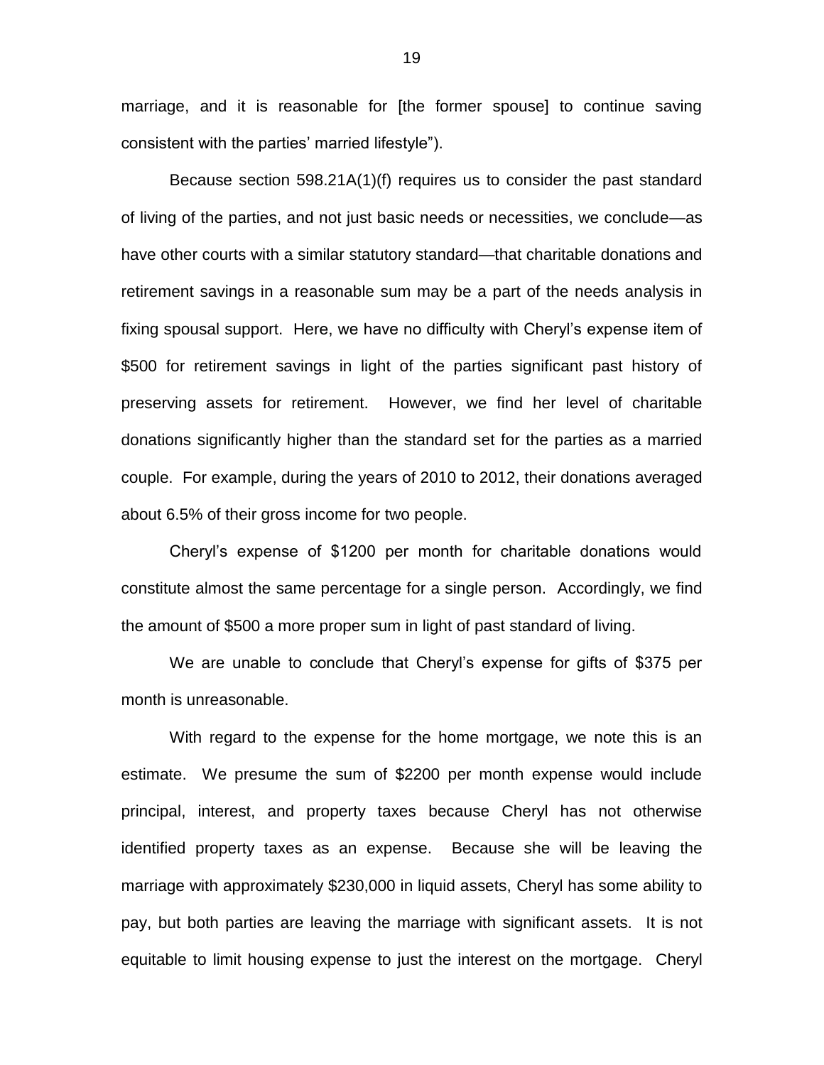marriage, and it is reasonable for [the former spouse] to continue saving consistent with the parties' married lifestyle").

Because section 598.21A(1)(f) requires us to consider the past standard of living of the parties, and not just basic needs or necessities, we conclude—as have other courts with a similar statutory standard—that charitable donations and retirement savings in a reasonable sum may be a part of the needs analysis in fixing spousal support. Here, we have no difficulty with Cheryl's expense item of $500 for retirement savings in light of the parties significant past history of preserving assets for retirement. However, we find her level of charitable donations significantly higher than the standard set for the parties as a married couple. For example, during the years of 2010 to 2012, their donations averaged about 6.5% of their gross income for two people.

Cheryl's expense of $1200 per month for charitable donations would constitute almost the same percentage for a single person. Accordingly, we find the amount of $500 a more proper sum in light of past standard of living.

We are unable to conclude that Cheryl's expense for gifts of $375 per month is unreasonable.

With regard to the expense for the home mortgage, we note this is an estimate. We presume the sum of $2200 per month expense would include principal, interest, and property taxes because Cheryl has not otherwise identified property taxes as an expense. Because she will be leaving the marriage with approximately $230,000 in liquid assets, Cheryl has some ability to pay, but both parties are leaving the marriage with significant assets. It is not equitable to limit housing expense to just the interest on the mortgage. Cheryl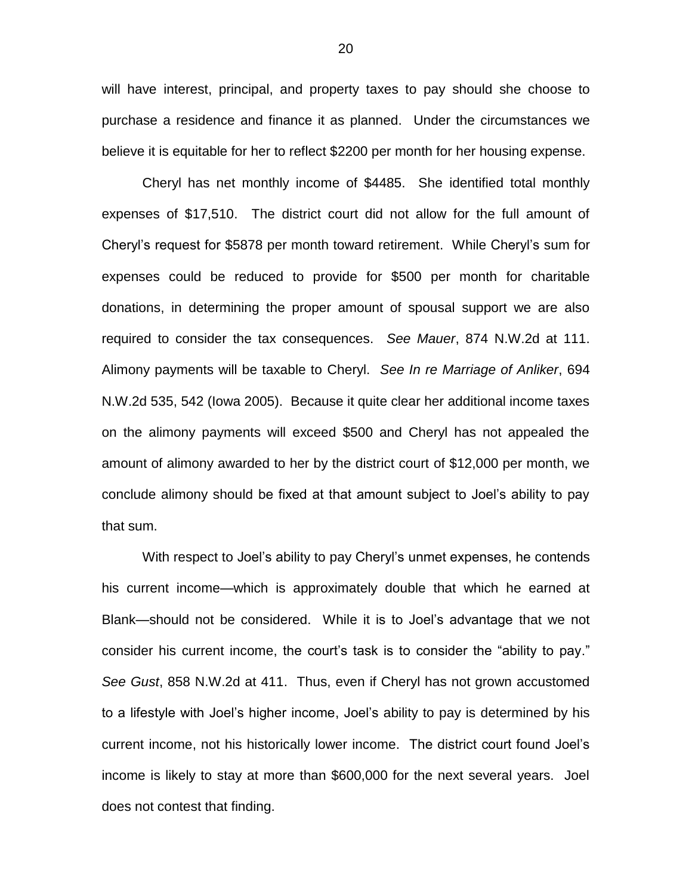will have interest, principal, and property taxes to pay should she choose to purchase a residence and finance it as planned. Under the circumstances we believe it is equitable for her to reflect $2200 per month for her housing expense.

Cheryl has net monthly income of $4485. She identified total monthly expenses of $17,510. The district court did not allow for the full amount of Cheryl's request for $5878 per month toward retirement. While Cheryl's sum for expenses could be reduced to provide for $500 per month for charitable donations, in determining the proper amount of spousal support we are also required to consider the tax consequences. *See Mauer*, 874 N.W.2d at 111. Alimony payments will be taxable to Cheryl. *See In re Marriage of Anliker*, 694 N.W.2d 535, 542 (Iowa 2005). Because it quite clear her additional income taxes on the alimony payments will exceed $500 and Cheryl has not appealed the amount of alimony awarded to her by the district court of $12,000 per month, we conclude alimony should be fixed at that amount subject to Joel's ability to pay that sum.

With respect to Joel's ability to pay Cheryl's unmet expenses, he contends his current income—which is approximately double that which he earned at Blank—should not be considered. While it is to Joel's advantage that we not consider his current income, the court's task is to consider the "ability to pay." *See Gust*, 858 N.W.2d at 411. Thus, even if Cheryl has not grown accustomed to a lifestyle with Joel's higher income, Joel's ability to pay is determined by his current income, not his historically lower income. The district court found Joel's income is likely to stay at more than $600,000 for the next several years. Joel does not contest that finding.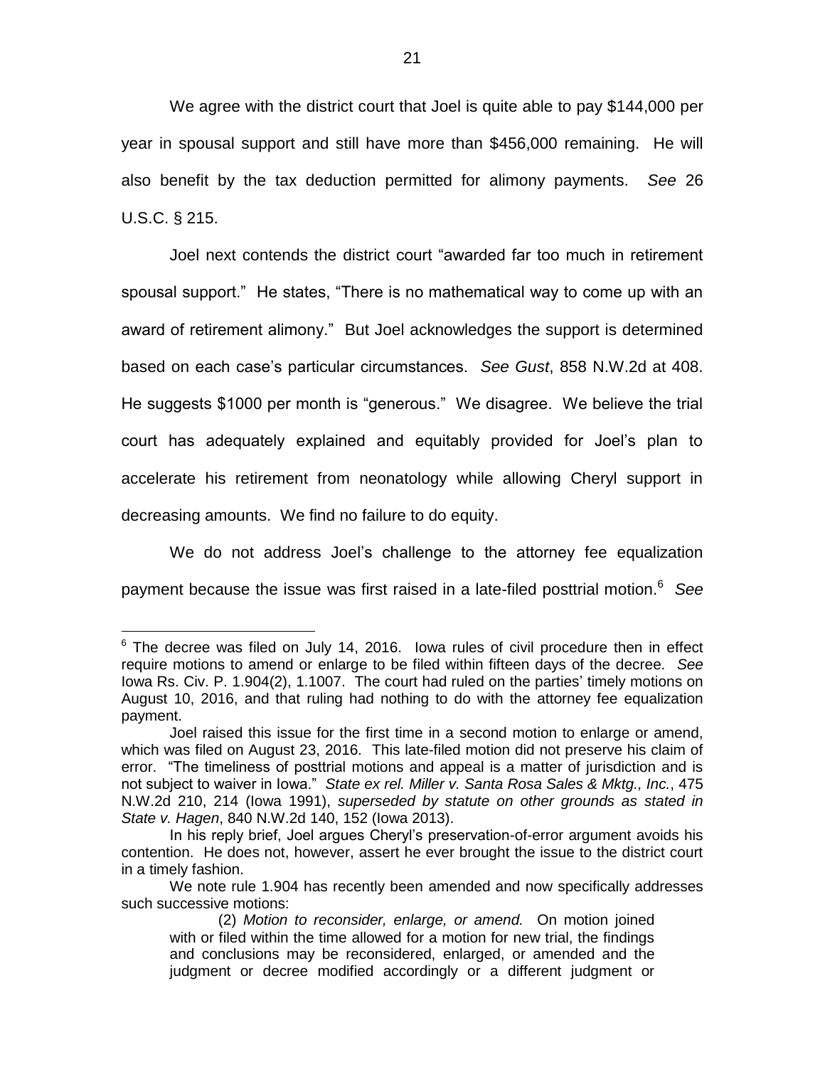We agree with the district court that Joel is quite able to pay $144,000 per year in spousal support and still have more than $456,000 remaining. He will also benefit by the tax deduction permitted for alimony payments. *See* 26 U.S.C. § 215.

Joel next contends the district court "awarded far too much in retirement spousal support." He states, "There is no mathematical way to come up with an award of retirement alimony." But Joel acknowledges the support is determined based on each case's particular circumstances. *See Gust*, 858 N.W.2d at 408. He suggests $1000 per month is "generous." We disagree. We believe the trial court has adequately explained and equitably provided for Joel's plan to accelerate his retirement from neonatology while allowing Cheryl support in decreasing amounts. We find no failure to do equity.

We do not address Joel's challenge to the attorney fee equalization payment because the issue was first raised in a late-filed posttrial motion.[6] *See*

---

[6] The decree was filed on July 14, 2016. Iowa rules of civil procedure then in effect require motions to amend or enlarge to be filed within fifteen days of the decree. *See* Iowa Rs. Civ. P. 1.904(2), 1.1007. The court had ruled on the parties' timely motions on August 10, 2016, and that ruling had nothing to do with the attorney fee equalization payment.

Joel raised this issue for the first time in a second motion to enlarge or amend, which was filed on August 23, 2016. This late-filed motion did not preserve his claim of error. "The timeliness of posttrial motions and appeal is a matter of jurisdiction and is not subject to waiver in Iowa." *State ex rel. Miller v. Santa Rosa Sales & Mktg., Inc.*, 475 N.W.2d 210, 214 (Iowa 1991), *superseded by statute on other grounds as stated in State v. Hagen*, 840 N.W.2d 140, 152 (Iowa 2013).

In his reply brief, Joel argues Cheryl's preservation-of-error argument avoids his contention. He does not, however, assert he ever brought the issue to the district court in a timely fashion.

We note rule 1.904 has recently been amended and now specifically addresses such successive motions:

> (2) *Motion to reconsider, enlarge, or amend.* On motion joined with or filed within the time allowed for a motion for new trial, the findings and conclusions may be reconsidered, enlarged, or amended and the judgment or decree modified accordingly or a different judgment or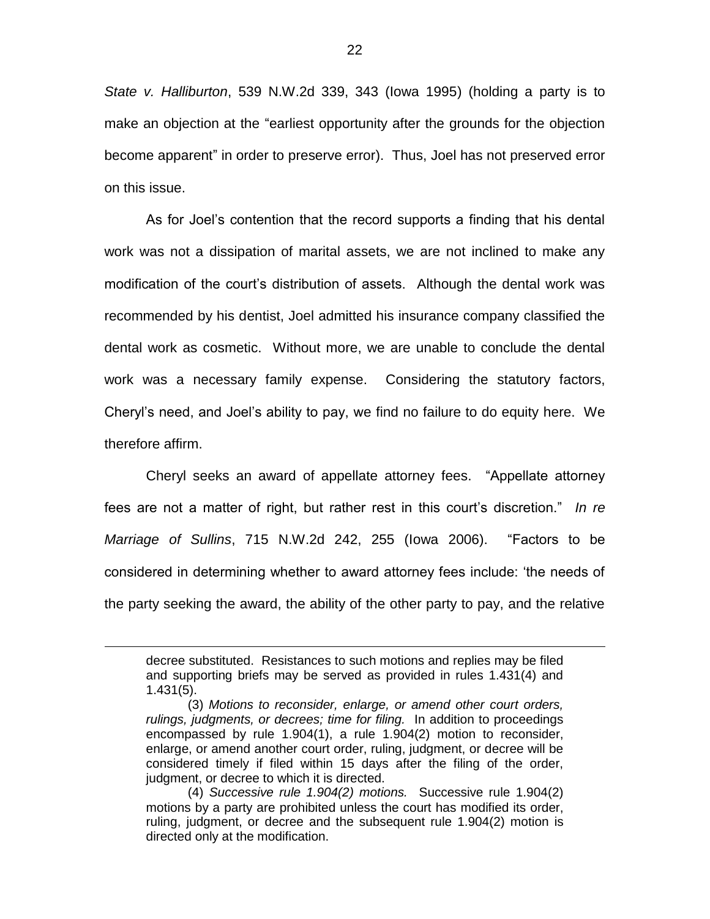*State v. Halliburton*, 539 N.W.2d 339, 343 (Iowa 1995) (holding a party is to make an objection at the "earliest opportunity after the grounds for the objection become apparent" in order to preserve error). Thus, Joel has not preserved error on this issue.

As for Joel's contention that the record supports a finding that his dental work was not a dissipation of marital assets, we are not inclined to make any modification of the court's distribution of assets. Although the dental work was recommended by his dentist, Joel admitted his insurance company classified the dental work as cosmetic. Without more, we are unable to conclude the dental work was a necessary family expense. Considering the statutory factors, Cheryl's need, and Joel's ability to pay, we find no failure to do equity here. We therefore affirm.

Cheryl seeks an award of appellate attorney fees. "Appellate attorney fees are not a matter of right, but rather rest in this court's discretion." *In re Marriage of Sullins*, 715 N.W.2d 242, 255 (Iowa 2006). "Factors to be considered in determining whether to award attorney fees include: 'the needs of the party seeking the award, the ability of the other party to pay, and the relative

---

decree substituted. Resistances to such motions and replies may be filed and supporting briefs may be served as provided in rules 1.431(4) and 1.431(5).

(3) *Motions to reconsider, enlarge, or amend other court orders, rulings, judgments, or decrees; time for filing.* In addition to proceedings encompassed by rule 1.904(1), a rule 1.904(2) motion to reconsider, enlarge, or amend another court order, ruling, judgment, or decree will be considered timely if filed within 15 days after the filing of the order, judgment, or decree to which it is directed.

(4) *Successive rule 1.904(2) motions.* Successive rule 1.904(2) motions by a party are prohibited unless the court has modified its order, ruling, judgment, or decree and the subsequent rule 1.904(2) motion is directed only at the modification.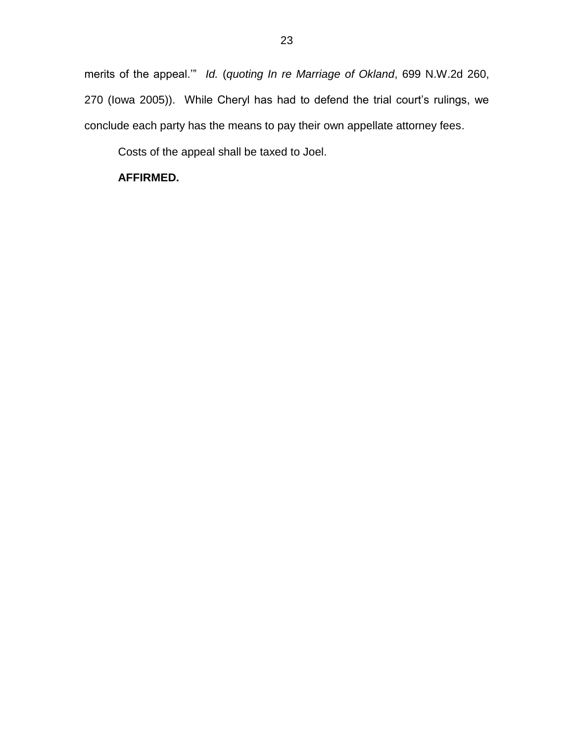merits of the appeal.'" *Id.* (*quoting In re Marriage of Okland*, 699 N.W.2d 260, 270 (Iowa 2005)). While Cheryl has had to defend the trial court's rulings, we conclude each party has the means to pay their own appellate attorney fees.

Costs of the appeal shall be taxed to Joel.

**AFFIRMED.**